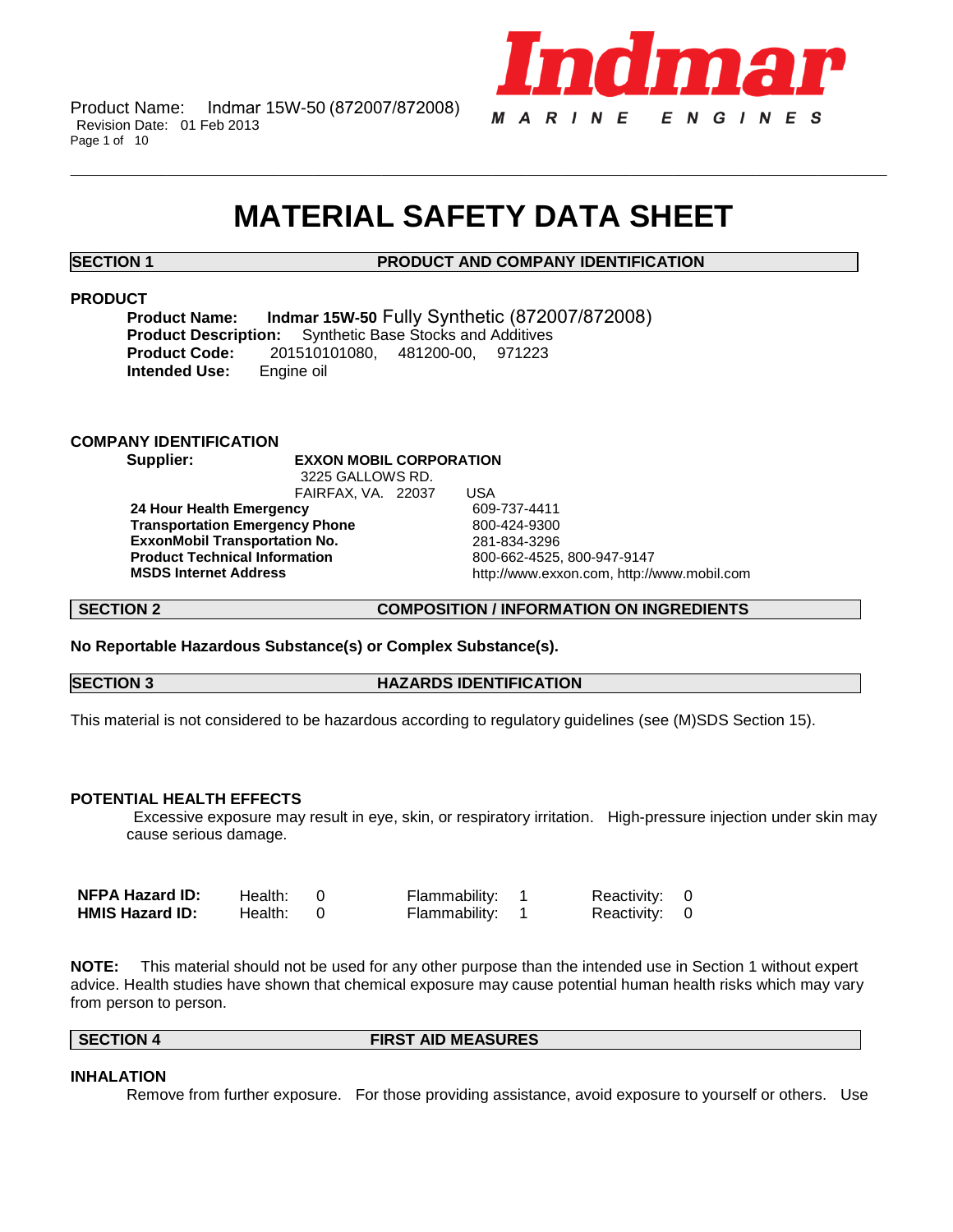# MATERIAL SAFETY DATA SHEET

## SECTION 1 PRODUCT AND COMPANY IDENTIFICATION

### PRODUCT

**Product Name:** **Indmar 15W-50** Fully Synthetic (872007/872008)
**Product Description:** Synthetic Base Stocks and Additives
**Product Code:** 201510101080, 481200-00, 971223
**Intended Use:** Engine oil

### COMPANY IDENTIFICATION

**Supplier:** **EXXON MOBIL CORPORATION**
3225 GALLOWS RD.
FAIRFAX, VA. 22037 USA

| | |
|---|---|
| **24 Hour Health Emergency** | 609-737-4411 |
| **Transportation Emergency Phone** | 800-424-9300 |
| **ExxonMobil Transportation No.** | 281-834-3296 |
| **Product Technical Information** | 800-662-4525, 800-947-9147 |
| **MSDS Internet Address** | http://www.exxon.com, http://www.mobil.com |

## SECTION 2 COMPOSITION / INFORMATION ON INGREDIENTS

**No Reportable Hazardous Substance(s) or Complex Substance(s).**

## SECTION 3 HAZARDS IDENTIFICATION

This material is not considered to be hazardous according to regulatory guidelines (see (M)SDS Section 15).

### POTENTIAL HEALTH EFFECTS

Excessive exposure may result in eye, skin, or respiratory irritation. High-pressure injection under skin may cause serious damage.

| | | | |
|---|---|---|---|
| **NFPA Hazard ID:** | Health: 0 | Flammability: 1 | Reactivity: 0 |
| **HMIS Hazard ID:** | Health: 0 | Flammability: 1 | Reactivity: 0 |

**NOTE:** This material should not be used for any other purpose than the intended use in Section 1 without expert advice. Health studies have shown that chemical exposure may cause potential human health risks which may vary from person to person.

## SECTION 4 FIRST AID MEASURES

### INHALATION

Remove from further exposure. For those providing assistance, avoid exposure to yourself or others. Use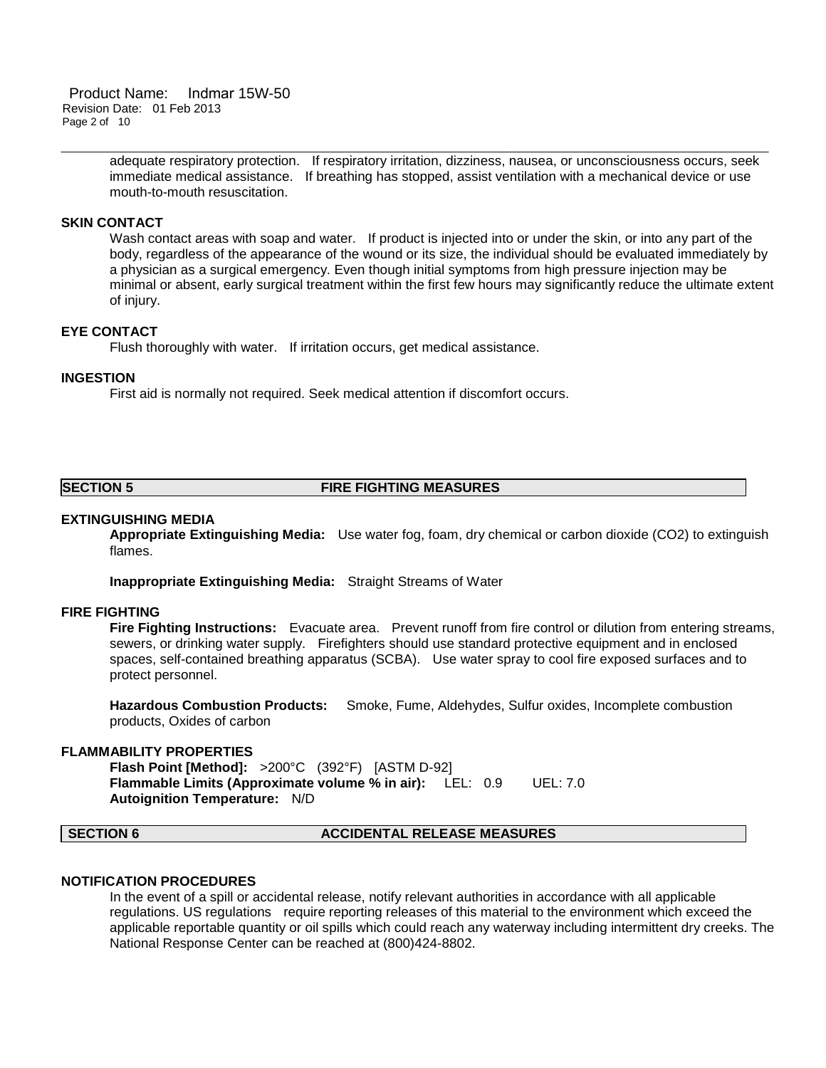adequate respiratory protection. If respiratory irritation, dizziness, nausea, or unconsciousness occurs, seek immediate medical assistance. If breathing has stopped, assist ventilation with a mechanical device or use mouth-to-mouth resuscitation.

### SKIN CONTACT

Wash contact areas with soap and water. If product is injected into or under the skin, or into any part of the body, regardless of the appearance of the wound or its size, the individual should be evaluated immediately by a physician as a surgical emergency. Even though initial symptoms from high pressure injection may be minimal or absent, early surgical treatment within the first few hours may significantly reduce the ultimate extent of injury.

### EYE CONTACT

Flush thoroughly with water. If irritation occurs, get medical assistance.

### INGESTION

First aid is normally not required. Seek medical attention if discomfort occurs.

## SECTION 5 FIRE FIGHTING MEASURES

### EXTINGUISHING MEDIA

**Appropriate Extinguishing Media:** Use water fog, foam, dry chemical or carbon dioxide ($CO_2$) to extinguish flames.

**Inappropriate Extinguishing Media:** Straight Streams of Water

### FIRE FIGHTING

**Fire Fighting Instructions:** Evacuate area. Prevent runoff from fire control or dilution from entering streams, sewers, or drinking water supply. Firefighters should use standard protective equipment and in enclosed spaces, self-contained breathing apparatus (SCBA). Use water spray to cool fire exposed surfaces and to protect personnel.

**Hazardous Combustion Products:** Smoke, Fume, Aldehydes, Sulfur oxides, Incomplete combustion products, Oxides of carbon

### FLAMMABILITY PROPERTIES

**Flash Point [Method]:** >200°C (392°F) [ASTM D-92]
**Flammable Limits (Approximate volume % in air):** LEL: 0.9 UEL: 7.0
**Autoignition Temperature:** N/D

## SECTION 6 ACCIDENTAL RELEASE MEASURES

### NOTIFICATION PROCEDURES

In the event of a spill or accidental release, notify relevant authorities in accordance with all applicable regulations. US regulations require reporting releases of this material to the environment which exceed the applicable reportable quantity or oil spills which could reach any waterway including intermittent dry creeks. The National Response Center can be reached at (800)424-8802.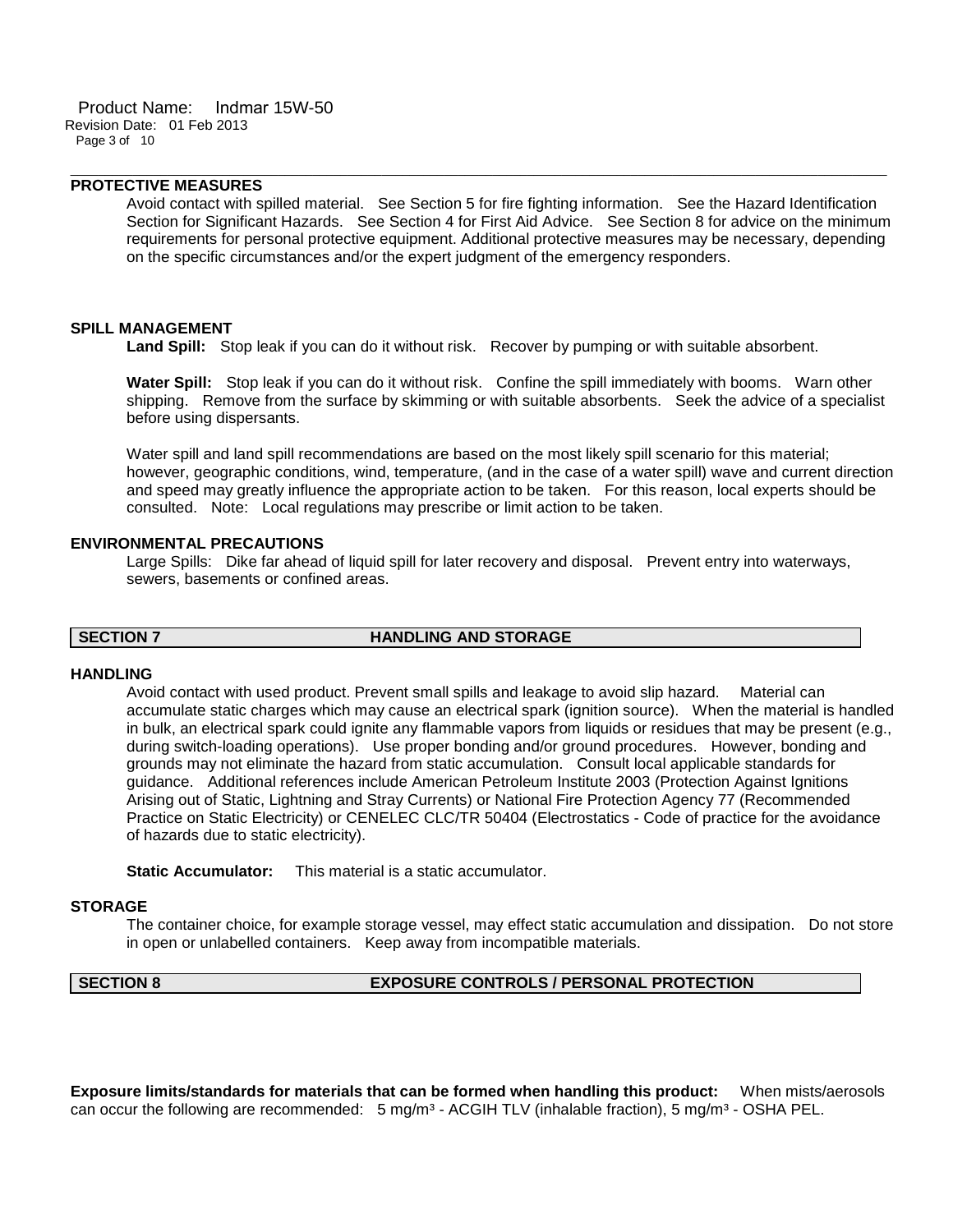## PROTECTIVE MEASURES

Avoid contact with spilled material. See Section 5 for fire fighting information. See the Hazard Identification Section for Significant Hazards. See Section 4 for First Aid Advice. See Section 8 for advice on the minimum requirements for personal protective equipment. Additional protective measures may be necessary, depending on the specific circumstances and/or the expert judgment of the emergency responders.

## SPILL MANAGEMENT

**Land Spill:** Stop leak if you can do it without risk. Recover by pumping or with suitable absorbent.

**Water Spill:** Stop leak if you can do it without risk. Confine the spill immediately with booms. Warn other shipping. Remove from the surface by skimming or with suitable absorbents. Seek the advice of a specialist before using dispersants.

Water spill and land spill recommendations are based on the most likely spill scenario for this material; however, geographic conditions, wind, temperature, (and in the case of a water spill) wave and current direction and speed may greatly influence the appropriate action to be taken. For this reason, local experts should be consulted. Note: Local regulations may prescribe or limit action to be taken.

## ENVIRONMENTAL PRECAUTIONS

Large Spills: Dike far ahead of liquid spill for later recovery and disposal. Prevent entry into waterways, sewers, basements or confined areas.

# SECTION 7 HANDLING AND STORAGE

## HANDLING

Avoid contact with used product. Prevent small spills and leakage to avoid slip hazard. Material can accumulate static charges which may cause an electrical spark (ignition source). When the material is handled in bulk, an electrical spark could ignite any flammable vapors from liquids or residues that may be present (e.g., during switch-loading operations). Use proper bonding and/or ground procedures. However, bonding and grounds may not eliminate the hazard from static accumulation. Consult local applicable standards for guidance. Additional references include American Petroleum Institute 2003 (Protection Against Ignitions Arising out of Static, Lightning and Stray Currents) or National Fire Protection Agency 77 (Recommended Practice on Static Electricity) or CENELEC CLC/TR 50404 (Electrostatics - Code of practice for the avoidance of hazards due to static electricity).

**Static Accumulator:** This material is a static accumulator.

## STORAGE

The container choice, for example storage vessel, may effect static accumulation and dissipation. Do not store in open or unlabelled containers. Keep away from incompatible materials.

# SECTION 8 EXPOSURE CONTROLS / PERSONAL PROTECTION

**Exposure limits/standards for materials that can be formed when handling this product:** When mists/aerosols can occur the following are recommended: 5 mg/m³ - ACGIH TLV (inhalable fraction), 5 mg/m³ - OSHA PEL.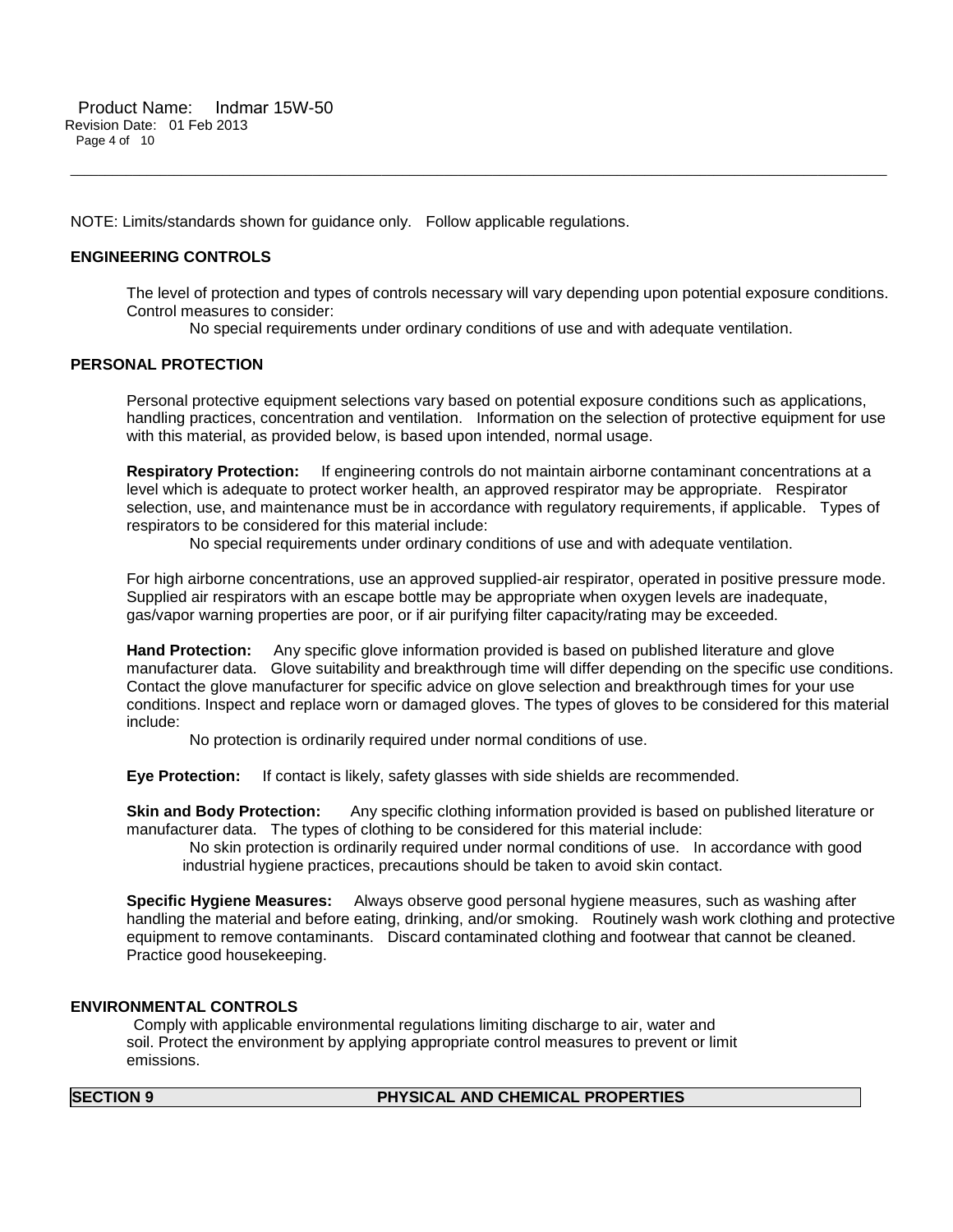NOTE: Limits/standards shown for guidance only. Follow applicable regulations.

### ENGINEERING CONTROLS

The level of protection and types of controls necessary will vary depending upon potential exposure conditions. Control measures to consider:

No special requirements under ordinary conditions of use and with adequate ventilation.

### PERSONAL PROTECTION

Personal protective equipment selections vary based on potential exposure conditions such as applications, handling practices, concentration and ventilation. Information on the selection of protective equipment for use with this material, as provided below, is based upon intended, normal usage.

**Respiratory Protection:** If engineering controls do not maintain airborne contaminant concentrations at a level which is adequate to protect worker health, an approved respirator may be appropriate. Respirator selection, use, and maintenance must be in accordance with regulatory requirements, if applicable. Types of respirators to be considered for this material include:

No special requirements under ordinary conditions of use and with adequate ventilation.

For high airborne concentrations, use an approved supplied-air respirator, operated in positive pressure mode. Supplied air respirators with an escape bottle may be appropriate when oxygen levels are inadequate, gas/vapor warning properties are poor, or if air purifying filter capacity/rating may be exceeded.

**Hand Protection:** Any specific glove information provided is based on published literature and glove manufacturer data. Glove suitability and breakthrough time will differ depending on the specific use conditions. Contact the glove manufacturer for specific advice on glove selection and breakthrough times for your use conditions. Inspect and replace worn or damaged gloves. The types of gloves to be considered for this material include:

No protection is ordinarily required under normal conditions of use.

**Eye Protection:** If contact is likely, safety glasses with side shields are recommended.

**Skin and Body Protection:** Any specific clothing information provided is based on published literature or manufacturer data. The types of clothing to be considered for this material include:

No skin protection is ordinarily required under normal conditions of use. In accordance with good industrial hygiene practices, precautions should be taken to avoid skin contact.

**Specific Hygiene Measures:** Always observe good personal hygiene measures, such as washing after handling the material and before eating, drinking, and/or smoking. Routinely wash work clothing and protective equipment to remove contaminants. Discard contaminated clothing and footwear that cannot be cleaned. Practice good housekeeping.

### ENVIRONMENTAL CONTROLS

Comply with applicable environmental regulations limiting discharge to air, water and soil. Protect the environment by applying appropriate control measures to prevent or limit emissions.

## SECTION 9 PHYSICAL AND CHEMICAL PROPERTIES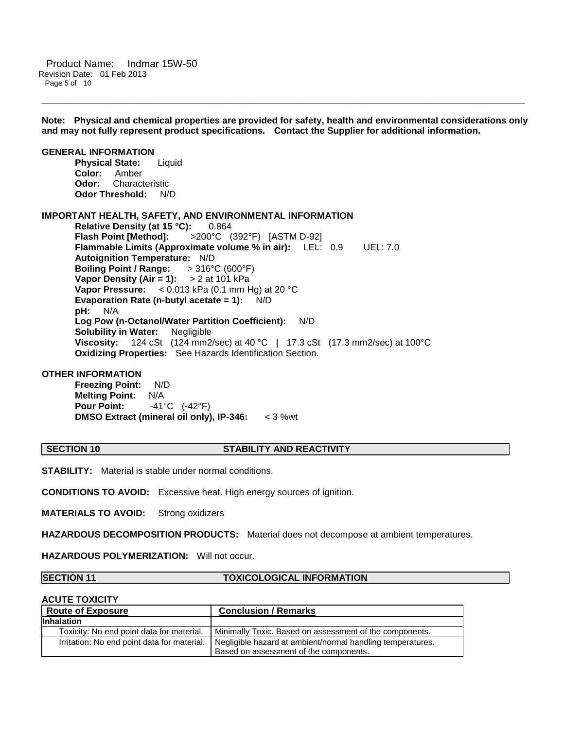**Note: Physical and chemical properties are provided for safety, health and environmental considerations only and may not fully represent product specifications. Contact the Supplier for additional information.**

**GENERAL INFORMATION**

**Physical State:** Liquid
**Color:** Amber
**Odor:** Characteristic
**Odor Threshold:** N/D

**IMPORTANT HEALTH, SAFETY, AND ENVIRONMENTAL INFORMATION**

**Relative Density (at 15 °C):** 0.864
**Flash Point [Method]:** >200°C (392°F) [ASTM D-92]
**Flammable Limits (Approximate volume % in air):** LEL: 0.9 UEL: 7.0
**Autoignition Temperature:** N/D
**Boiling Point / Range:** > 316°C (600°F)
**Vapor Density (Air = 1):** > 2 at 101 kPa
**Vapor Pressure:** < 0.013 kPa (0.1 mm Hg) at 20 °C
**Evaporation Rate (n-butyl acetate = 1):** N/D
**pH:** N/A
**Log Pow (n-Octanol/Water Partition Coefficient):** N/D
**Solubility in Water:** Negligible
**Viscosity:** 124 cSt (124 mm2/sec) at 40 °C | 17.3 cSt (17.3 mm2/sec) at 100°C
**Oxidizing Properties:** See Hazards Identification Section.

**OTHER INFORMATION**

**Freezing Point:** N/D
**Melting Point:** N/A
**Pour Point:** -41°C (-42°F)
**DMSO Extract (mineral oil only), IP-346:** < 3 %wt

## SECTION 10 STABILITY AND REACTIVITY

**STABILITY:** Material is stable under normal conditions.

**CONDITIONS TO AVOID:** Excessive heat. High energy sources of ignition.

**MATERIALS TO AVOID:** Strong oxidizers

**HAZARDOUS DECOMPOSITION PRODUCTS:** Material does not decompose at ambient temperatures.

**HAZARDOUS POLYMERIZATION:** Will not occur.

## SECTION 11 TOXICOLOGICAL INFORMATION

**ACUTE TOXICITY**

| Route of Exposure | Conclusion / Remarks |
|---|---|
| **Inhalation** | |
| Toxicity: No end point data for material. | Minimally Toxic. Based on assessment of the components. |
| Irritation: No end point data for material. | Negligible hazard at ambient/normal handling temperatures. Based on assessment of the components. |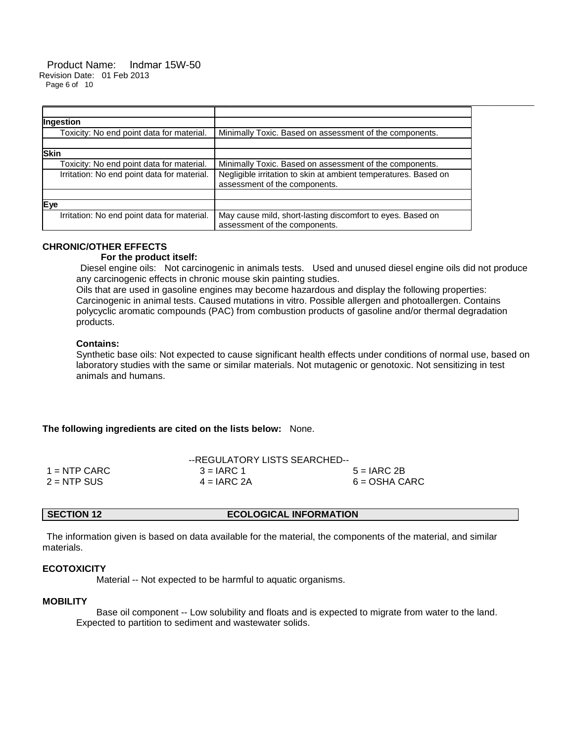| | |
|---|---|
| **Ingestion** | |
| Toxicity: No end point data for material. | Minimally Toxic. Based on assessment of the components. |
| | |
| **Skin** | |
| Toxicity: No end point data for material. | Minimally Toxic. Based on assessment of the components. |
| Irritation: No end point data for material. | Negligible irritation to skin at ambient temperatures. Based on assessment of the components. |
| | |
| **Eye** | |
| Irritation: No end point data for material. | May cause mild, short-lasting discomfort to eyes. Based on assessment of the components. |

**CHRONIC/OTHER EFFECTS**

**For the product itself:**

Diesel engine oils: Not carcinogenic in animals tests. Used and unused diesel engine oils did not produce any carcinogenic effects in chronic mouse skin painting studies.
Oils that are used in gasoline engines may become hazardous and display the following properties: Carcinogenic in animal tests. Caused mutations in vitro. Possible allergen and photoallergen. Contains polycyclic aromatic compounds (PAC) from combustion products of gasoline and/or thermal degradation products.

**Contains:**

Synthetic base oils: Not expected to cause significant health effects under conditions of normal use, based on laboratory studies with the same or similar materials. Not mutagenic or genotoxic. Not sensitizing in test animals and humans.

**The following ingredients are cited on the lists below:** None.

--REGULATORY LISTS SEARCHED--

| | | |
|---|---|---|
| 1 = NTP CARC | 3 = IARC 1 | 5 = IARC 2B |
| 2 = NTP SUS | 4 = IARC 2A | 6 = OSHA CARC |

## SECTION 12 ECOLOGICAL INFORMATION

The information given is based on data available for the material, the components of the material, and similar materials.

**ECOTOXICITY**

Material -- Not expected to be harmful to aquatic organisms.

**MOBILITY**

Base oil component -- Low solubility and floats and is expected to migrate from water to the land. Expected to partition to sediment and wastewater solids.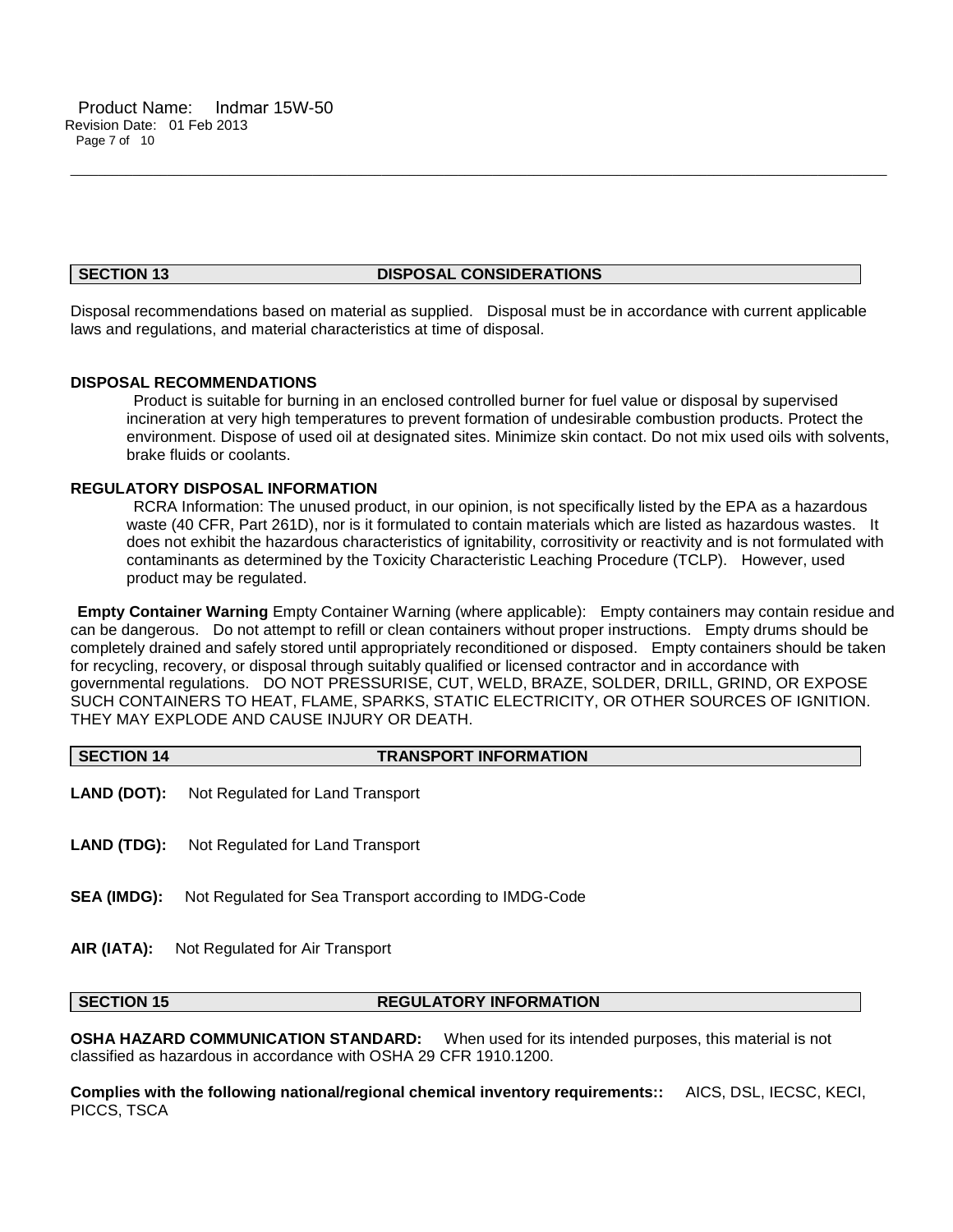## SECTION 13 DISPOSAL CONSIDERATIONS

Disposal recommendations based on material as supplied. Disposal must be in accordance with current applicable laws and regulations, and material characteristics at time of disposal.

### DISPOSAL RECOMMENDATIONS

Product is suitable for burning in an enclosed controlled burner for fuel value or disposal by supervised incineration at very high temperatures to prevent formation of undesirable combustion products. Protect the environment. Dispose of used oil at designated sites. Minimize skin contact. Do not mix used oils with solvents, brake fluids or coolants.

### REGULATORY DISPOSAL INFORMATION

RCRA Information: The unused product, in our opinion, is not specifically listed by the EPA as a hazardous waste (40 CFR, Part 261D), nor is it formulated to contain materials which are listed as hazardous wastes. It does not exhibit the hazardous characteristics of ignitability, corrositivity or reactivity and is not formulated with contaminants as determined by the Toxicity Characteristic Leaching Procedure (TCLP). However, used product may be regulated.

**Empty Container Warning** Empty Container Warning (where applicable): Empty containers may contain residue and can be dangerous. Do not attempt to refill or clean containers without proper instructions. Empty drums should be completely drained and safely stored until appropriately reconditioned or disposed. Empty containers should be taken for recycling, recovery, or disposal through suitably qualified or licensed contractor and in accordance with governmental regulations. DO NOT PRESSURISE, CUT, WELD, BRAZE, SOLDER, DRILL, GRIND, OR EXPOSE SUCH CONTAINERS TO HEAT, FLAME, SPARKS, STATIC ELECTRICITY, OR OTHER SOURCES OF IGNITION. THEY MAY EXPLODE AND CAUSE INJURY OR DEATH.

## SECTION 14 TRANSPORT INFORMATION

**LAND (DOT):** Not Regulated for Land Transport

**LAND (TDG):** Not Regulated for Land Transport

**SEA (IMDG):** Not Regulated for Sea Transport according to IMDG-Code

**AIR (IATA):** Not Regulated for Air Transport

## SECTION 15 REGULATORY INFORMATION

**OSHA HAZARD COMMUNICATION STANDARD:** When used for its intended purposes, this material is not classified as hazardous in accordance with OSHA 29 CFR 1910.1200.

**Complies with the following national/regional chemical inventory requirements::** AICS, DSL, IECSC, KECI, PICCS, TSCA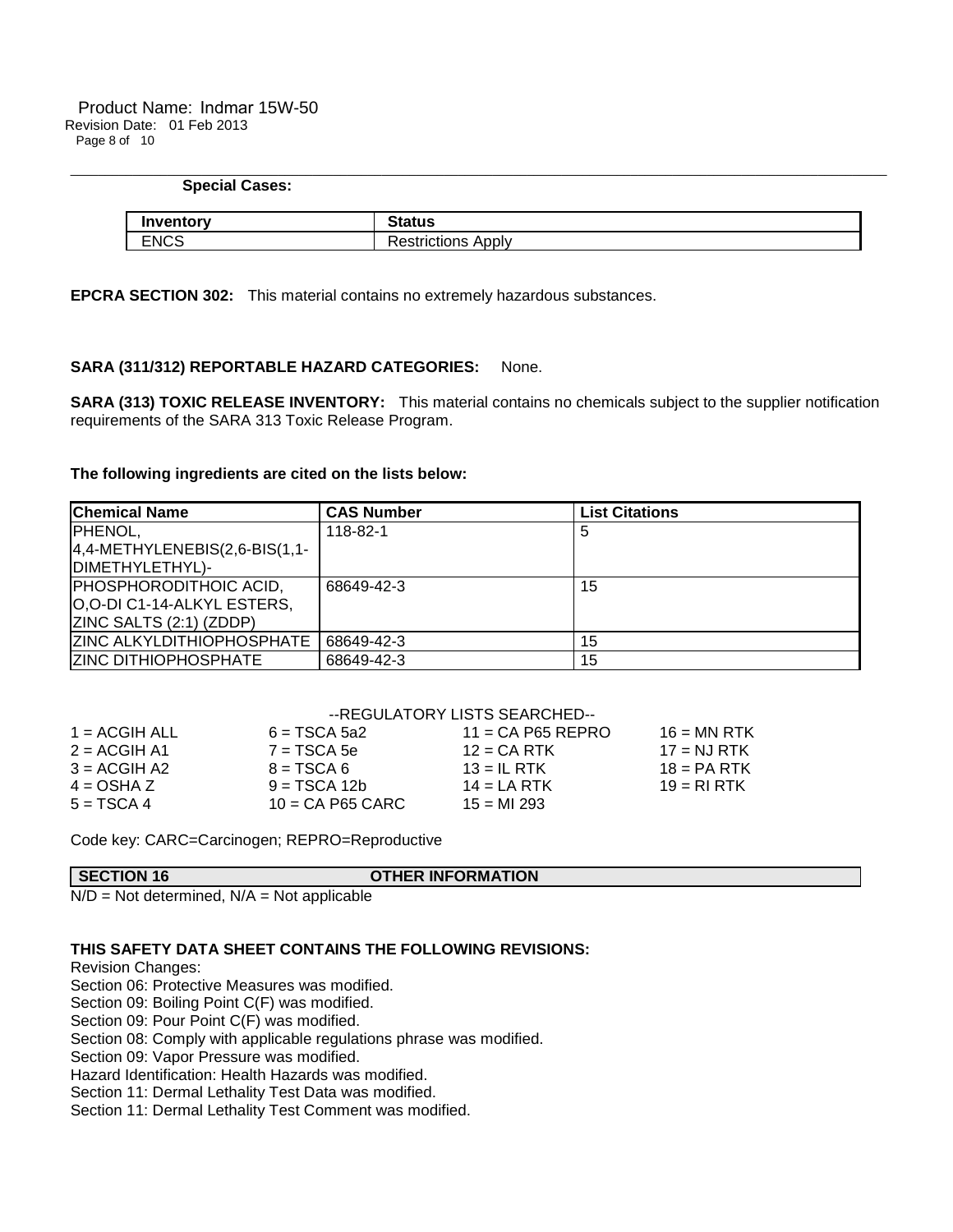**Special Cases:**

| Inventory | Status |
| --- | --- |
| ENCS | Restrictions Apply |

**EPCRA SECTION 302:** This material contains no extremely hazardous substances.

**SARA (311/312) REPORTABLE HAZARD CATEGORIES:** None.

**SARA (313) TOXIC RELEASE INVENTORY:** This material contains no chemicals subject to the supplier notification requirements of the SARA 313 Toxic Release Program.

**The following ingredients are cited on the lists below:**

| Chemical Name | CAS Number | List Citations |
| --- | --- | --- |
| PHENOL, 4,4-METHYLENEBIS(2,6-BIS(1,1-DIMETHYLETHYL)- | 118-82-1 | 5 |
| PHOSPHORODITHOIC ACID, O,O-DI C1-14-ALKYL ESTERS, ZINC SALTS (2:1) (ZDDP) | 68649-42-3 | 15 |
| ZINC ALKYLDITHIOPHOSPHATE | 68649-42-3 | 15 |
| ZINC DITHIOPHOSPHATE | 68649-42-3 | 15 |

--REGULATORY LISTS SEARCHED--

| | | | |
| --- | --- | --- | --- |
| 1 = ACGIH ALL | 6 = TSCA 5a2 | 11 = CA P65 REPRO | 16 = MN RTK |
| 2 = ACGIH A1 | 7 = TSCA 5e | 12 = CA RTK | 17 = NJ RTK |
| 3 = ACGIH A2 | 8 = TSCA 6 | 13 = IL RTK | 18 = PA RTK |
| 4 = OSHA Z | 9 = TSCA 12b | 14 = LA RTK | 19 = RI RTK |
| 5 = TSCA 4 | 10 = CA P65 CARC | 15 = MI 293 | |

Code key: CARC=Carcinogen; REPRO=Reproductive

## SECTION 16 OTHER INFORMATION

N/D = Not determined, N/A = Not applicable

**THIS SAFETY DATA SHEET CONTAINS THE FOLLOWING REVISIONS:**

Revision Changes:
Section 06: Protective Measures was modified.
Section 09: Boiling Point C(F) was modified.
Section 09: Pour Point C(F) was modified.
Section 08: Comply with applicable regulations phrase was modified.
Section 09: Vapor Pressure was modified.
Hazard Identification: Health Hazards was modified.
Section 11: Dermal Lethality Test Data was modified.
Section 11: Dermal Lethality Test Comment was modified.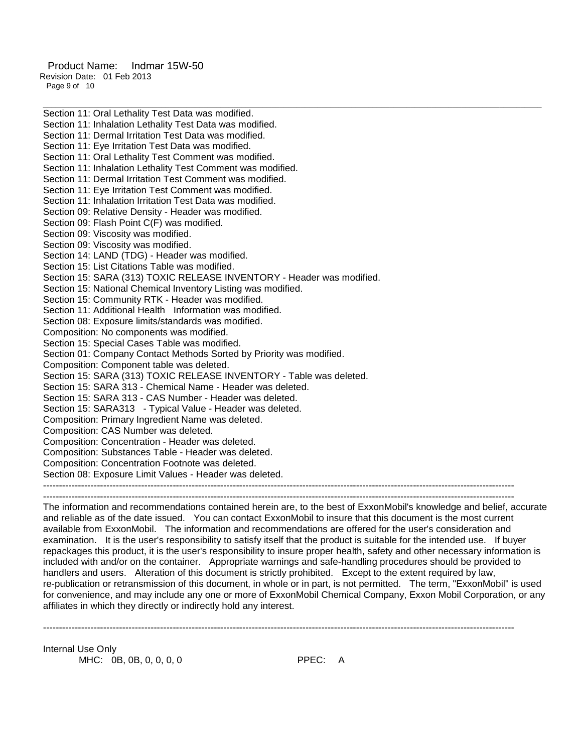Section 11: Oral Lethality Test Data was modified.
Section 11: Inhalation Lethality Test Data was modified.
Section 11: Dermal Irritation Test Data was modified.
Section 11: Eye Irritation Test Data was modified.
Section 11: Oral Lethality Test Comment was modified.
Section 11: Inhalation Lethality Test Comment was modified.
Section 11: Dermal Irritation Test Comment was modified.
Section 11: Eye Irritation Test Comment was modified.
Section 11: Inhalation Irritation Test Data was modified.
Section 09: Relative Density - Header was modified.
Section 09: Flash Point C(F) was modified.
Section 09: Viscosity was modified.
Section 09: Viscosity was modified.
Section 14: LAND (TDG) - Header was modified.
Section 15: List Citations Table was modified.
Section 15: SARA (313) TOXIC RELEASE INVENTORY - Header was modified.
Section 15: National Chemical Inventory Listing was modified.
Section 15: Community RTK - Header was modified.
Section 11: Additional Health Information was modified.
Section 08: Exposure limits/standards was modified.
Composition: No components was modified.
Section 15: Special Cases Table was modified.
Section 01: Company Contact Methods Sorted by Priority was modified.
Composition: Component table was deleted.
Section 15: SARA (313) TOXIC RELEASE INVENTORY - Table was deleted.
Section 15: SARA 313 - Chemical Name - Header was deleted.
Section 15: SARA 313 - CAS Number - Header was deleted.
Section 15: SARA313 - Typical Value - Header was deleted.
Composition: Primary Ingredient Name was deleted.
Composition: CAS Number was deleted.
Composition: Concentration - Header was deleted.
Composition: Substances Table - Header was deleted.
Composition: Concentration Footnote was deleted.
Section 08: Exposure Limit Values - Header was deleted.

---

---

The information and recommendations contained herein are, to the best of ExxonMobil's knowledge and belief, accurate and reliable as of the date issued. You can contact ExxonMobil to insure that this document is the most current available from ExxonMobil. The information and recommendations are offered for the user's consideration and examination. It is the user's responsibility to satisfy itself that the product is suitable for the intended use. If buyer repackages this product, it is the user's responsibility to insure proper health, safety and other necessary information is included with and/or on the container. Appropriate warnings and safe-handling procedures should be provided to handlers and users. Alteration of this document is strictly prohibited. Except to the extent required by law, re-publication or retransmission of this document, in whole or in part, is not permitted. The term, "ExxonMobil" is used for convenience, and may include any one or more of ExxonMobil Chemical Company, Exxon Mobil Corporation, or any affiliates in which they directly or indirectly hold any interest.

---

Internal Use Only

MHC: 0B, 0B, 0, 0, 0, 0 PPEC: A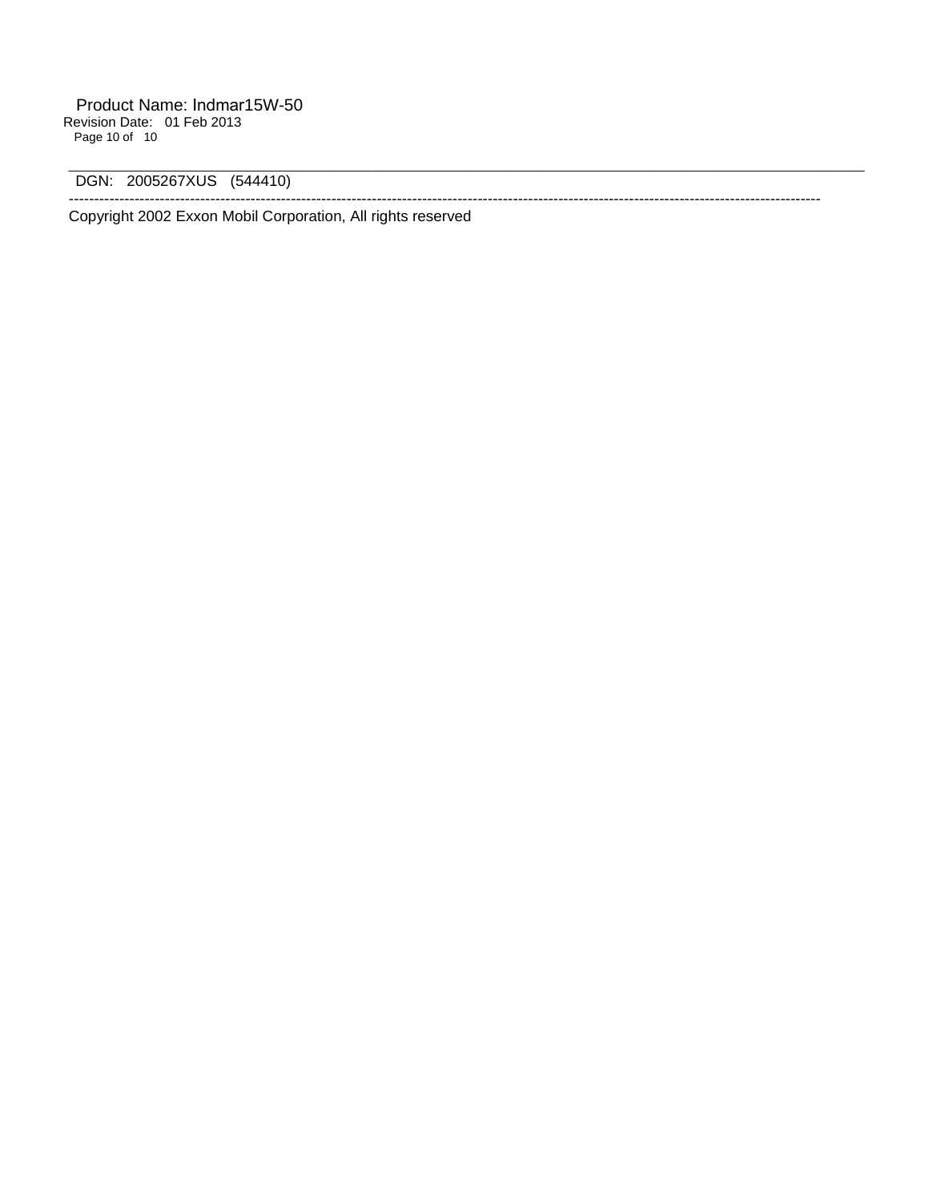DGN: 2005267XUS (544410)

---

Copyright 2002 Exxon Mobil Corporation, All rights reserved